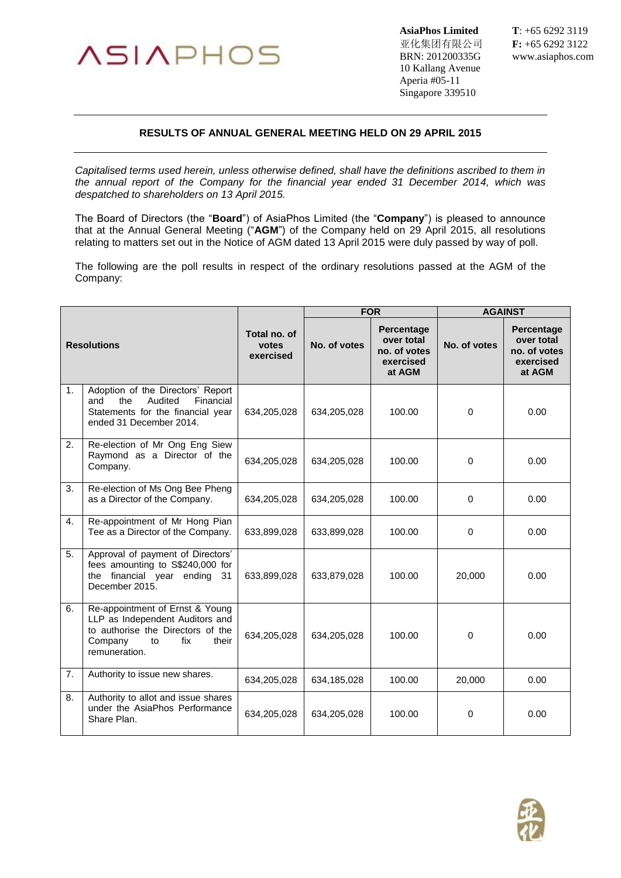ASIAPHOS

**AsiaPhos Limited**
亚化集团有限公司
BRN: 201200335G
10 Kallang Avenue
Aperia #05-11
Singapore 339510

**T**: +65 6292 3119
**F:** +65 6292 3122
www.asiaphos.com

---

**RESULTS OF ANNUAL GENERAL MEETING HELD ON 29 APRIL 2015**

---

*Capitalised terms used herein, unless otherwise defined, shall have the definitions ascribed to them in the annual report of the Company for the financial year ended 31 December 2014, which was despatched to shareholders on 13 April 2015.*

The Board of Directors (the "**Board**") of AsiaPhos Limited (the "**Company**") is pleased to announce that at the Annual General Meeting ("**AGM**") of the Company held on 29 April 2015, all resolutions relating to matters set out in the Notice of AGM dated 13 April 2015 were duly passed by way of poll.

The following are the poll results in respect of the ordinary resolutions passed at the AGM of the Company:

| Resolutions | | Total no. of votes exercised | FOR | | AGAINST | |
|---|---|---|---|---|---|---|
| | | | No. of votes | Percentage over total no. of votes exercised at AGM | No. of votes | Percentage over total no. of votes exercised at AGM |
| 1. | Adoption of the Directors' Report and the Audited Financial Statements for the financial year ended 31 December 2014. | 634,205,028 | 634,205,028 | 100.00 | 0 | 0.00 |
| 2. | Re-election of Mr Ong Eng Siew Raymond as a Director of the Company. | 634,205,028 | 634,205,028 | 100.00 | 0 | 0.00 |
| 3. | Re-election of Ms Ong Bee Pheng as a Director of the Company. | 634,205,028 | 634,205,028 | 100.00 | 0 | 0.00 |
| 4. | Re-appointment of Mr Hong Pian Tee as a Director of the Company. | 633,899,028 | 633,899,028 | 100.00 | 0 | 0.00 |
| 5. | Approval of payment of Directors' fees amounting to S$240,000 for the financial year ending 31 December 2015. | 633,899,028 | 633,879,028 | 100.00 | 20,000 | 0.00 |
| 6. | Re-appointment of Ernst & Young LLP as Independent Auditors and to authorise the Directors of the Company to fix their remuneration. | 634,205,028 | 634,205,028 | 100.00 | 0 | 0.00 |
| 7. | Authority to issue new shares. | 634,205,028 | 634,185,028 | 100.00 | 20,000 | 0.00 |
| 8. | Authority to allot and issue shares under the AsiaPhos Performance Share Plan. | 634,205,028 | 634,205,028 | 100.00 | 0 | 0.00 |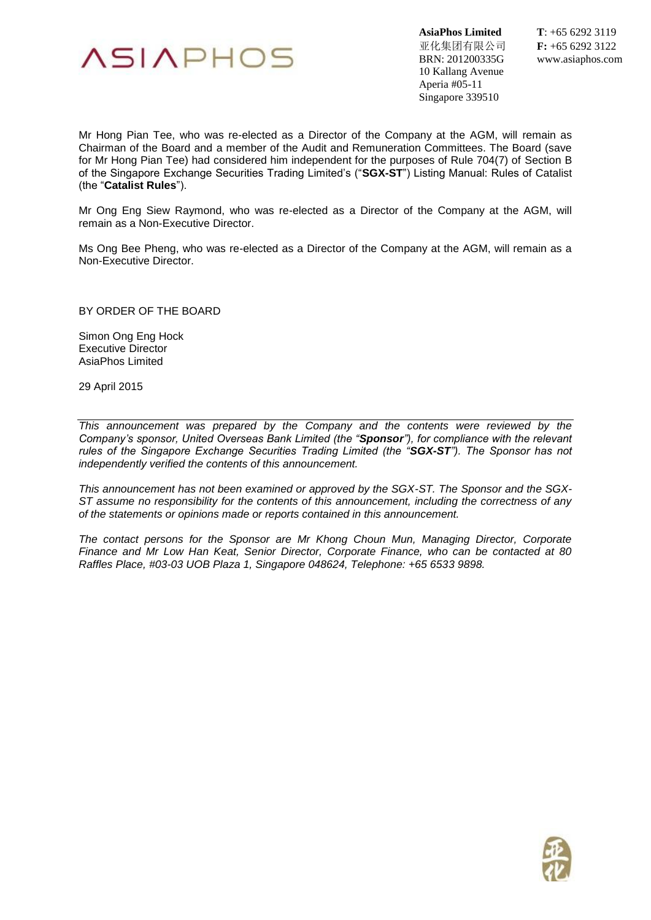Mr Hong Pian Tee, who was re-elected as a Director of the Company at the AGM, will remain as Chairman of the Board and a member of the Audit and Remuneration Committees. The Board (save for Mr Hong Pian Tee) had considered him independent for the purposes of Rule 704(7) of Section B of the Singapore Exchange Securities Trading Limited's ("**SGX-ST**") Listing Manual: Rules of Catalist (the "**Catalist Rules**").

Mr Ong Eng Siew Raymond, who was re-elected as a Director of the Company at the AGM, will remain as a Non-Executive Director.

Ms Ong Bee Pheng, who was re-elected as a Director of the Company at the AGM, will remain as a Non-Executive Director.

BY ORDER OF THE BOARD

Simon Ong Eng Hock
Executive Director
AsiaPhos Limited

29 April 2015

*This announcement was prepared by the Company and the contents were reviewed by the Company's sponsor, United Overseas Bank Limited (the "**Sponsor**"), for compliance with the relevant rules of the Singapore Exchange Securities Trading Limited (the "**SGX-ST**"). The Sponsor has not independently verified the contents of this announcement.*

*This announcement has not been examined or approved by the SGX-ST. The Sponsor and the SGX-ST assume no responsibility for the contents of this announcement, including the correctness of any of the statements or opinions made or reports contained in this announcement.*

*The contact persons for the Sponsor are Mr Khong Choun Mun, Managing Director, Corporate Finance and Mr Low Han Keat, Senior Director, Corporate Finance, who can be contacted at 80 Raffles Place, #03-03 UOB Plaza 1, Singapore 048624, Telephone: +65 6533 9898.*